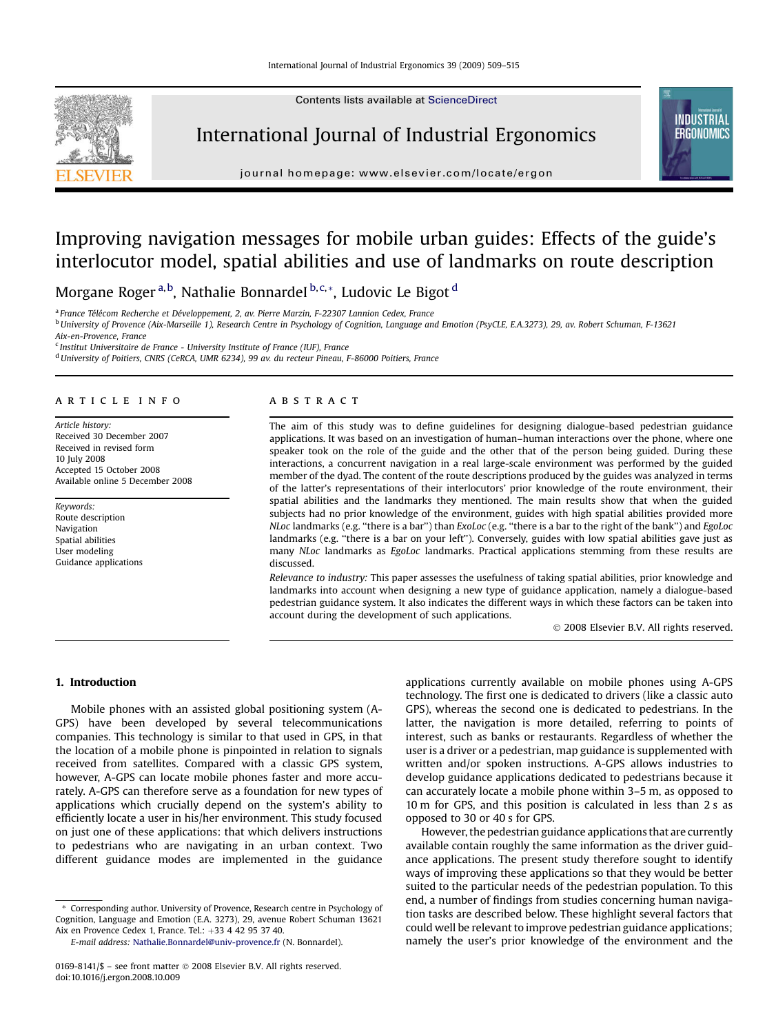# Improving navigation messages for mobile urban guides: Effects of the guide's interlocutor model, spatial abilities and use of landmarks on route description

Morgane Roger [a,b], Nathalie Bonnardel [b,c,*], Ludovic Le Bigot [d]

[a] France Télécom Recherche et Développement, 2, av. Pierre Marzin, F-22307 Lannion Cedex, France

[b] University of Provence (Aix-Marseille 1), Research Centre in Psychology of Cognition, Language and Emotion (PsyCLE, E.A.3273), 29, av. Robert Schuman, F-13621 Aix-en-Provence, France

[c] Institut Universitaire de France - University Institute of France (IUF), France

[d] University of Poitiers, CNRS (CeRCA, UMR 6234), 99 av. du recteur Pineau, F-86000 Poitiers, France

## ARTICLE INFO

*Article history:*
Received 30 December 2007
Received in revised form
10 July 2008
Accepted 15 October 2008
Available online 5 December 2008

*Keywords:*
Route description
Navigation
Spatial abilities
User modeling
Guidance applications

## ABSTRACT

The aim of this study was to define guidelines for designing dialogue-based pedestrian guidance applications. It was based on an investigation of human–human interactions over the phone, where one speaker took on the role of the guide and the other that of the person being guided. During these interactions, a concurrent navigation in a real large-scale environment was performed by the guided member of the dyad. The content of the route descriptions produced by the guides was analyzed in terms of the latter's representations of their interlocutors' prior knowledge of the route environment, their spatial abilities and the landmarks they mentioned. The main results show that when the guided subjects had no prior knowledge of the environment, guides with high spatial abilities provided more *NLoc* landmarks (e.g. "there is a bar") than *ExoLoc* (e.g. "there is a bar to the right of the bank") and *EgoLoc* landmarks (e.g. "there is a bar on your left"). Conversely, guides with low spatial abilities gave just as many *NLoc* landmarks as *EgoLoc* landmarks. Practical applications stemming from these results are discussed.

*Relevance to industry:* This paper assesses the usefulness of taking spatial abilities, prior knowledge and landmarks into account when designing a new type of guidance application, namely a dialogue-based pedestrian guidance system. It also indicates the different ways in which these factors can be taken into account during the development of such applications.

© 2008 Elsevier B.V. All rights reserved.

## 1. Introduction

Mobile phones with an assisted global positioning system (A-GPS) have been developed by several telecommunications companies. This technology is similar to that used in GPS, in that the location of a mobile phone is pinpointed in relation to signals received from satellites. Compared with a classic GPS system, however, A-GPS can locate mobile phones faster and more accurately. A-GPS can therefore serve as a foundation for new types of applications which crucially depend on the system's ability to efficiently locate a user in his/her environment. This study focused on just one of these applications: that which delivers instructions to pedestrians who are navigating in an urban context. Two different guidance modes are implemented in the guidance applications currently available on mobile phones using A-GPS technology. The first one is dedicated to drivers (like a classic auto GPS), whereas the second one is dedicated to pedestrians. In the latter, the navigation is more detailed, referring to points of interest, such as banks or restaurants. Regardless of whether the user is a driver or a pedestrian, map guidance is supplemented with written and/or spoken instructions. A-GPS allows industries to develop guidance applications dedicated to pedestrians because it can accurately locate a mobile phone within 3–5 m, as opposed to 10 m for GPS, and this position is calculated in less than 2 s as opposed to 30 or 40 s for GPS.

However, the pedestrian guidance applications that are currently available contain roughly the same information as the driver guidance applications. The present study therefore sought to identify ways of improving these applications so that they would be better suited to the particular needs of the pedestrian population. To this end, a number of findings from studies concerning human navigation tasks are described below. These highlight several factors that could well be relevant to improve pedestrian guidance applications; namely the user's prior knowledge of the environment and the

* Corresponding author. University of Provence, Research centre in Psychology of Cognition, Language and Emotion (E.A. 3273), 29, avenue Robert Schuman 13621 Aix en Provence Cedex 1, France. Tel.: +33 4 42 95 37 40.
*E-mail address:* Nathalie.Bonnardel@univ-provence.fr (N. Bonnardel).

0169-8141/$ – see front matter © 2008 Elsevier B.V. All rights reserved.
doi:10.1016/j.ergon.2008.10.009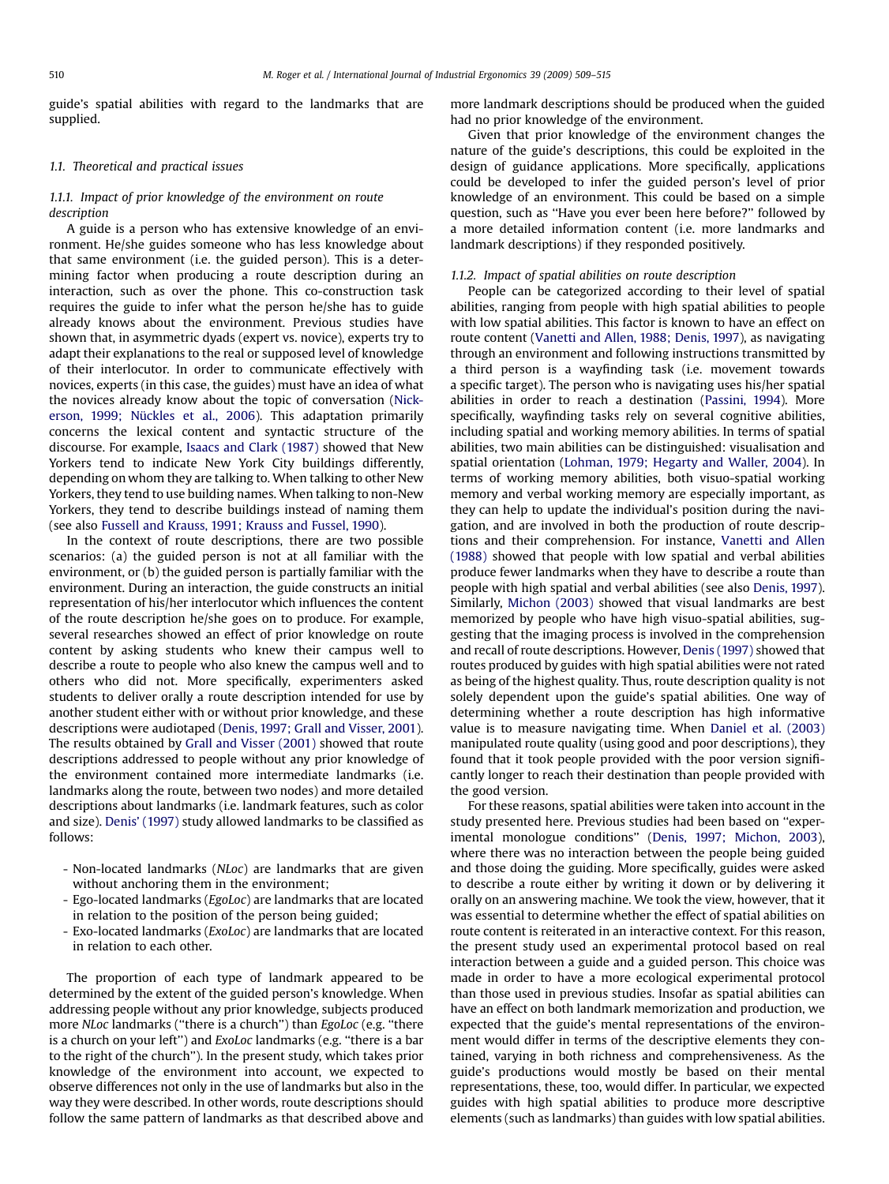guide's spatial abilities with regard to the landmarks that are supplied.

### 1.1. Theoretical and practical issues

#### 1.1.1. Impact of prior knowledge of the environment on route description

A guide is a person who has extensive knowledge of an environment. He/she guides someone who has less knowledge about that same environment (i.e. the guided person). This is a determining factor when producing a route description during an interaction, such as over the phone. This co-construction task requires the guide to infer what the person he/she has to guide already knows about the environment. Previous studies have shown that, in asymmetric dyads (expert vs. novice), experts try to adapt their explanations to the real or supposed level of knowledge of their interlocutor. In order to communicate effectively with novices, experts (in this case, the guides) must have an idea of what the novices already know about the topic of conversation (Nickerson, 1999; Nückles et al., 2006). This adaptation primarily concerns the lexical content and syntactic structure of the discourse. For example, Isaacs and Clark (1987) showed that New Yorkers tend to indicate New York City buildings differently, depending on whom they are talking to. When talking to other New Yorkers, they tend to use building names. When talking to non-New Yorkers, they tend to describe buildings instead of naming them (see also Fussell and Krauss, 1991; Krauss and Fussel, 1990).

In the context of route descriptions, there are two possible scenarios: (a) the guided person is not at all familiar with the environment, or (b) the guided person is partially familiar with the environment. During an interaction, the guide constructs an initial representation of his/her interlocutor which influences the content of the route description he/she goes on to produce. For example, several researches showed an effect of prior knowledge on route content by asking students who knew their campus well to describe a route to people who also knew the campus well and to others who did not. More specifically, experimenters asked students to deliver orally a route description intended for use by another student either with or without prior knowledge, and these descriptions were audiotaped (Denis, 1997; Grall and Visser, 2001). The results obtained by Grall and Visser (2001) showed that route descriptions addressed to people without any prior knowledge of the environment contained more intermediate landmarks (i.e. landmarks along the route, between two nodes) and more detailed descriptions about landmarks (i.e. landmark features, such as color and size). Denis' (1997) study allowed landmarks to be classified as follows:

- Non-located landmarks (*NLoc*) are landmarks that are given without anchoring them in the environment;
- Ego-located landmarks (*EgoLoc*) are landmarks that are located in relation to the position of the person being guided;
- Exo-located landmarks (*ExoLoc*) are landmarks that are located in relation to each other.

The proportion of each type of landmark appeared to be determined by the extent of the guided person's knowledge. When addressing people without any prior knowledge, subjects produced more *NLoc* landmarks (''there is a church'') than *EgoLoc* (e.g. ''there is a church on your left'') and *ExoLoc* landmarks (e.g. ''there is a bar to the right of the church''). In the present study, which takes prior knowledge of the environment into account, we expected to observe differences not only in the use of landmarks but also in the way they were described. In other words, route descriptions should follow the same pattern of landmarks as that described above and more landmark descriptions should be produced when the guided had no prior knowledge of the environment.

Given that prior knowledge of the environment changes the nature of the guide's descriptions, this could be exploited in the design of guidance applications. More specifically, applications could be developed to infer the guided person's level of prior knowledge of an environment. This could be based on a simple question, such as ''Have you ever been here before?'' followed by a more detailed information content (i.e. more landmarks and landmark descriptions) if they responded positively.

#### 1.1.2. Impact of spatial abilities on route description

People can be categorized according to their level of spatial abilities, ranging from people with high spatial abilities to people with low spatial abilities. This factor is known to have an effect on route content (Vanetti and Allen, 1988; Denis, 1997), as navigating through an environment and following instructions transmitted by a third person is a wayfinding task (i.e. movement towards a specific target). The person who is navigating uses his/her spatial abilities in order to reach a destination (Passini, 1994). More specifically, wayfinding tasks rely on several cognitive abilities, including spatial and working memory abilities. In terms of spatial abilities, two main abilities can be distinguished: visualisation and spatial orientation (Lohman, 1979; Hegarty and Waller, 2004). In terms of working memory abilities, both visuo-spatial working memory and verbal working memory are especially important, as they can help to update the individual's position during the navigation, and are involved in both the production of route descriptions and their comprehension. For instance, Vanetti and Allen (1988) showed that people with low spatial and verbal abilities produce fewer landmarks when they have to describe a route than people with high spatial and verbal abilities (see also Denis, 1997). Similarly, Michon (2003) showed that visual landmarks are best memorized by people who have high visuo-spatial abilities, suggesting that the imaging process is involved in the comprehension and recall of route descriptions. However, Denis (1997) showed that routes produced by guides with high spatial abilities were not rated as being of the highest quality. Thus, route description quality is not solely dependent upon the guide's spatial abilities. One way of determining whether a route description has high informative value is to measure navigating time. When Daniel et al. (2003) manipulated route quality (using good and poor descriptions), they found that it took people provided with the poor version significantly longer to reach their destination than people provided with the good version.

For these reasons, spatial abilities were taken into account in the study presented here. Previous studies had been based on ''experimental monologue conditions'' (Denis, 1997; Michon, 2003), where there was no interaction between the people being guided and those doing the guiding. More specifically, guides were asked to describe a route either by writing it down or by delivering it orally on an answering machine. We took the view, however, that it was essential to determine whether the effect of spatial abilities on route content is reiterated in an interactive context. For this reason, the present study used an experimental protocol based on real interaction between a guide and a guided person. This choice was made in order to have a more ecological experimental protocol than those used in previous studies. Insofar as spatial abilities can have an effect on both landmark memorization and production, we expected that the guide's mental representations of the environment would differ in terms of the descriptive elements they contained, varying in both richness and comprehensiveness. As the guide's productions would mostly be based on their mental representations, these, too, would differ. In particular, we expected guides with high spatial abilities to produce more descriptive elements (such as landmarks) than guides with low spatial abilities.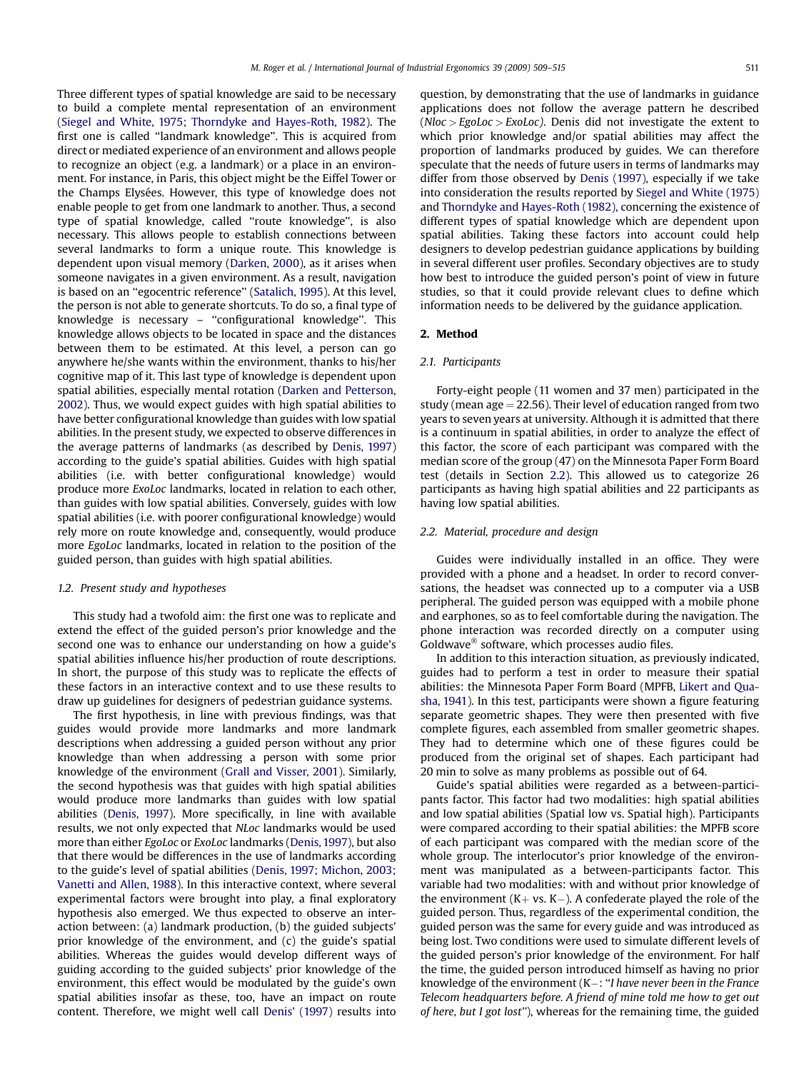Three different types of spatial knowledge are said to be necessary to build a complete mental representation of an environment (Siegel and White, 1975; Thorndyke and Hayes-Roth, 1982). The first one is called "landmark knowledge". This is acquired from direct or mediated experience of an environment and allows people to recognize an object (e.g. a landmark) or a place in an environment. For instance, in Paris, this object might be the Eiffel Tower or the Champs Elysées. However, this type of knowledge does not enable people to get from one landmark to another. Thus, a second type of spatial knowledge, called "route knowledge", is also necessary. This allows people to establish connections between several landmarks to form a unique route. This knowledge is dependent upon visual memory (Darken, 2000), as it arises when someone navigates in a given environment. As a result, navigation is based on an "egocentric reference" (Satalich, 1995). At this level, the person is not able to generate shortcuts. To do so, a final type of knowledge is necessary – "configurational knowledge". This knowledge allows objects to be located in space and the distances between them to be estimated. At this level, a person can go anywhere he/she wants within the environment, thanks to his/her cognitive map of it. This last type of knowledge is dependent upon spatial abilities, especially mental rotation (Darken and Petterson, 2002). Thus, we would expect guides with high spatial abilities to have better configurational knowledge than guides with low spatial abilities. In the present study, we expected to observe differences in the average patterns of landmarks (as described by Denis, 1997) according to the guide's spatial abilities. Guides with high spatial abilities (i.e. with better configurational knowledge) would produce more *ExoLoc* landmarks, located in relation to each other, than guides with low spatial abilities. Conversely, guides with low spatial abilities (i.e. with poorer configurational knowledge) would rely more on route knowledge and, consequently, would produce more *EgoLoc* landmarks, located in relation to the position of the guided person, than guides with high spatial abilities.

### 1.2. Present study and hypotheses

This study had a twofold aim: the first one was to replicate and extend the effect of the guided person's prior knowledge and the second one was to enhance our understanding on how a guide's spatial abilities influence his/her production of route descriptions. In short, the purpose of this study was to replicate the effects of these factors in an interactive context and to use these results to draw up guidelines for designers of pedestrian guidance systems.

The first hypothesis, in line with previous findings, was that guides would provide more landmarks and more landmark descriptions when addressing a guided person without any prior knowledge than when addressing a person with some prior knowledge of the environment (Grall and Visser, 2001). Similarly, the second hypothesis was that guides with high spatial abilities would produce more landmarks than guides with low spatial abilities (Denis, 1997). More specifically, in line with available results, we not only expected that *NLoc* landmarks would be used more than either *EgoLoc* or *ExoLoc* landmarks (Denis, 1997), but also that there would be differences in the use of landmarks according to the guide's level of spatial abilities (Denis, 1997; Michon, 2003; Vanetti and Allen, 1988). In this interactive context, where several experimental factors were brought into play, a final exploratory hypothesis also emerged. We thus expected to observe an interaction between: (a) landmark production, (b) the guided subjects' prior knowledge of the environment, and (c) the guide's spatial abilities. Whereas the guides would develop different ways of guiding according to the guided subjects' prior knowledge of the environment, this effect would be modulated by the guide's own spatial abilities insofar as these, too, have an impact on route content. Therefore, we might well call Denis' (1997) results into question, by demonstrating that the use of landmarks in guidance applications does not follow the average pattern he described (*Nloc* > *EgoLoc* > *ExoLoc*). Denis did not investigate the extent to which prior knowledge and/or spatial abilities may affect the proportion of landmarks produced by guides. We can therefore speculate that the needs of future users in terms of landmarks may differ from those observed by Denis (1997), especially if we take into consideration the results reported by Siegel and White (1975) and Thorndyke and Hayes-Roth (1982), concerning the existence of different types of spatial knowledge which are dependent upon spatial abilities. Taking these factors into account could help designers to develop pedestrian guidance applications by building in several different user profiles. Secondary objectives are to study how best to introduce the guided person's point of view in future studies, so that it could provide relevant clues to define which information needs to be delivered by the guidance application.

## 2. Method

### 2.1. Participants

Forty-eight people (11 women and 37 men) participated in the study (mean age = 22.56). Their level of education ranged from two years to seven years at university. Although it is admitted that there is a continuum in spatial abilities, in order to analyze the effect of this factor, the score of each participant was compared with the median score of the group (47) on the Minnesota Paper Form Board test (details in Section 2.2). This allowed us to categorize 26 participants as having high spatial abilities and 22 participants as having low spatial abilities.

### 2.2. Material, procedure and design

Guides were individually installed in an office. They were provided with a phone and a headset. In order to record conversations, the headset was connected up to a computer via a USB peripheral. The guided person was equipped with a mobile phone and earphones, so as to feel comfortable during the navigation. The phone interaction was recorded directly on a computer using Goldwave® software, which processes audio files.

In addition to this interaction situation, as previously indicated, guides had to perform a test in order to measure their spatial abilities: the Minnesota Paper Form Board (MPFB, Likert and Quasha, 1941). In this test, participants were shown a figure featuring separate geometric shapes. They were then presented with five complete figures, each assembled from smaller geometric shapes. They had to determine which one of these figures could be produced from the original set of shapes. Each participant had 20 min to solve as many problems as possible out of 64.

Guide's spatial abilities were regarded as a between-participants factor. This factor had two modalities: high spatial abilities and low spatial abilities (Spatial low vs. Spatial high). Participants were compared according to their spatial abilities: the MPFB score of each participant was compared with the median score of the whole group. The interlocutor's prior knowledge of the environment was manipulated as a between-participants factor. This variable had two modalities: with and without prior knowledge of the environment (K+ vs. K−). A confederate played the role of the guided person. Thus, regardless of the experimental condition, the guided person was the same for every guide and was introduced as being lost. Two conditions were used to simulate different levels of the guided person's prior knowledge of the environment. For half the time, the guided person introduced himself as having no prior knowledge of the environment (K−: "*I have never been in the France Telecom headquarters before. A friend of mine told me how to get out of here, but I got lost*"), whereas for the remaining time, the guided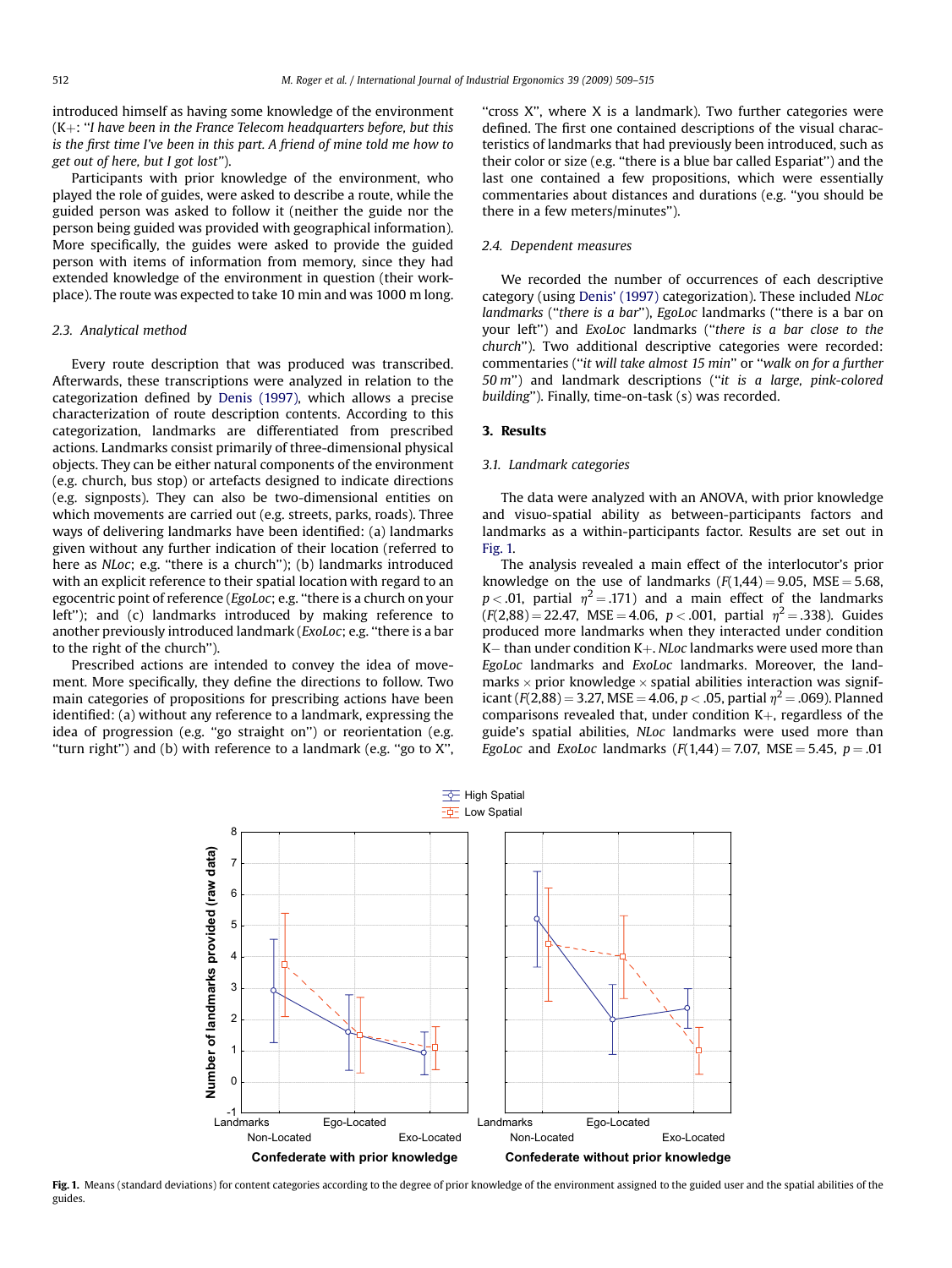introduced himself as having some knowledge of the environment (K+: "*I have been in the France Telecom headquarters before, but this is the first time I've been in this part. A friend of mine told me how to get out of here, but I got lost*").

Participants with prior knowledge of the environment, who played the role of guides, were asked to describe a route, while the guided person was asked to follow it (neither the guide nor the person being guided was provided with geographical information). More specifically, the guides were asked to provide the guided person with items of information from memory, since they had extended knowledge of the environment in question (their workplace). The route was expected to take 10 min and was 1000 m long.

### 2.3. Analytical method

Every route description that was produced was transcribed. Afterwards, these transcriptions were analyzed in relation to the categorization defined by Denis (1997), which allows a precise characterization of route description contents. According to this categorization, landmarks are differentiated from prescribed actions. Landmarks consist primarily of three-dimensional physical objects. They can be either natural components of the environment (e.g. church, bus stop) or artefacts designed to indicate directions (e.g. signposts). They can also be two-dimensional entities on which movements are carried out (e.g. streets, parks, roads). Three ways of delivering landmarks have been identified: (a) landmarks given without any further indication of their location (referred to here as *NLoc*; e.g. "there is a church"); (b) landmarks introduced with an explicit reference to their spatial location with regard to an egocentric point of reference (*EgoLoc*; e.g. "there is a church on your left"); and (c) landmarks introduced by making reference to another previously introduced landmark (*ExoLoc*; e.g. "there is a bar to the right of the church").

Prescribed actions are intended to convey the idea of movement. More specifically, they define the directions to follow. Two main categories of propositions for prescribing actions have been identified: (a) without any reference to a landmark, expressing the idea of progression (e.g. "go straight on") or reorientation (e.g. "turn right") and (b) with reference to a landmark (e.g. "go to X", "cross X", where X is a landmark). Two further categories were defined. The first one contained descriptions of the visual characteristics of landmarks that had previously been introduced, such as their color or size (e.g. "there is a blue bar called Espariat") and the last one contained a few propositions, which were essentially commentaries about distances and durations (e.g. "you should be there in a few meters/minutes").

### 2.4. Dependent measures

We recorded the number of occurrences of each descriptive category (using Denis' (1997) categorization). These included *NLoc landmarks* ("*there is a bar*"), *EgoLoc* landmarks ("there is a bar on your left") and *ExoLoc* landmarks ("*there is a bar close to the church*"). Two additional descriptive categories were recorded: commentaries ("*it will take almost 15 min*" or "*walk on for a further 50 m*") and landmark descriptions ("*it is a large, pink-colored building*"). Finally, time-on-task (s) was recorded.

## 3. Results

### 3.1. Landmark categories

The data were analyzed with an ANOVA, with prior knowledge and visuo-spatial ability as between-participants factors and landmarks as a within-participants factor. Results are set out in Fig. 1.

The analysis revealed a main effect of the interlocutor's prior knowledge on the use of landmarks ($F(1,44) = 9.05$, MSE = 5.68, $p < .01$, partial $\eta^2 = .171$) and a main effect of the landmarks ($F(2,88) = 22.47$, MSE = 4.06, $p < .001$, partial $\eta^2 = .338$). Guides produced more landmarks when they interacted under condition K− than under condition K+. *NLoc* landmarks were used more than *EgoLoc* landmarks and *ExoLoc* landmarks. Moreover, the landmarks × prior knowledge × spatial abilities interaction was significant ($F(2,88) = 3.27$, MSE = 4.06, $p < .05$, partial $\eta^2 = .069$). Planned comparisons revealed that, under condition K+, regardless of the guide's spatial abilities, *NLoc* landmarks were used more than *EgoLoc* and *ExoLoc* landmarks ($F(1,44) = 7.07$, MSE = 5.45, $p = .01$

**Fig. 1.** Means (standard deviations) for content categories according to the degree of prior knowledge of the environment assigned to the guided user and the spatial abilities of the guides.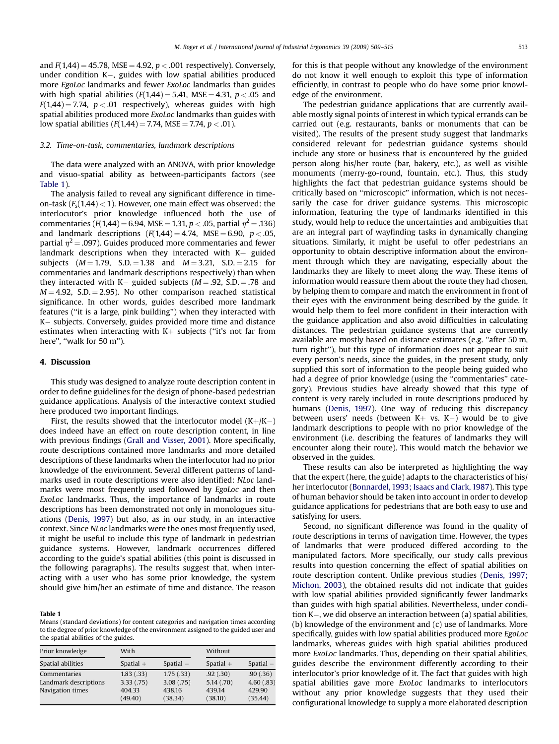and $F(1,44) = 45.78$, $MSE = 4.92$, $p < .001$ respectively). Conversely, under condition K−, guides with low spatial abilities produced more *EgoLoc* landmarks and fewer *ExoLoc* landmarks than guides with high spatial abilities ($F(1,44) = 5.41$, $MSE = 4.31$, $p < .05$ and $F(1,44) = 7.74$, $p < .01$ respectively), whereas guides with high spatial abilities produced more *ExoLoc* landmarks than guides with low spatial abilities ($F(1,44) = 7.74$, $MSE = 7.74$, $p < .01$).

### 3.2. Time-on-task, commentaries, landmark descriptions

The data were analyzed with an ANOVA, with prior knowledge and visuo-spatial ability as between-participants factors (see Table 1).

The analysis failed to reveal any significant difference in time-on-task ($F_s(1,44) < 1$). However, one main effect was observed: the interlocutor's prior knowledge influenced both the use of commentaries ($F(1,44) = 6.94$, $MSE = 1.31$, $p < .05$, partial $\eta^2 = .136$) and landmark descriptions ($F(1,44) = 4.74$, $MSE = 6.90$, $p < .05$, partial $\eta^2 = .097$). Guides produced more commentaries and fewer landmark descriptions when they interacted with K+ guided subjects ($M = 1.79$, $S.D. = 1.38$ and $M = 3.21$, $S.D. = 2.15$ for commentaries and landmark descriptions respectively) than when they interacted with K− guided subjects ($M = .92$, $S.D. = .78$ and $M = 4.92$, $S.D. = 2.95$). No other comparison reached statistical significance. In other words, guides described more landmark features (''it is a large, pink building'') when they interacted with K− subjects. Conversely, guides provided more time and distance estimates when interacting with K+ subjects (''it's not far from here'', ''walk for 50 m'').

## 4. Discussion

This study was designed to analyze route description content in order to define guidelines for the design of phone-based pedestrian guidance applications. Analysis of the interactive context studied here produced two important findings.

First, the results showed that the interlocutor model (K+/K−) does indeed have an effect on route description content, in line with previous findings (Grall and Visser, 2001). More specifically, route descriptions contained more landmarks and more detailed descriptions of these landmarks when the interlocutor had no prior knowledge of the environment. Several different patterns of landmarks used in route descriptions were also identified: *NLoc* landmarks were most frequently used followed by *EgoLoc* and then *ExoLoc* landmarks. Thus, the importance of landmarks in route descriptions has been demonstrated not only in monologues situations (Denis, 1997) but also, as in our study, in an interactive context. Since *NLoc* landmarks were the ones most frequently used, it might be useful to include this type of landmark in pedestrian guidance systems. However, landmark occurrences differed according to the guide's spatial abilities (this point is discussed in the following paragraphs). The results suggest that, when interacting with a user who has some prior knowledge, the system should give him/her an estimate of time and distance. The reason for this is that people without any knowledge of the environment do not know it well enough to exploit this type of information efficiently, in contrast to people who do have some prior knowledge of the environment.

The pedestrian guidance applications that are currently available mostly signal points of interest in which typical errands can be carried out (e.g. restaurants, banks or monuments that can be visited). The results of the present study suggest that landmarks considered relevant for pedestrian guidance systems should include any store or business that is encountered by the guided person along his/her route (bar, bakery, etc.), as well as visible monuments (merry-go-round, fountain, etc.). Thus, this study highlights the fact that pedestrian guidance systems should be critically based on ''microscopic'' information, which is not necessarily the case for driver guidance systems. This microscopic information, featuring the type of landmarks identified in this study, would help to reduce the uncertainties and ambiguities that are an integral part of wayfinding tasks in dynamically changing situations. Similarly, it might be useful to offer pedestrians an opportunity to obtain descriptive information about the environment through which they are navigating, especially about the landmarks they are likely to meet along the way. These items of information would reassure them about the route they had chosen, by helping them to compare and match the environment in front of their eyes with the environment being described by the guide. It would help them to feel more confident in their interaction with the guidance application and also avoid difficulties in calculating distances. The pedestrian guidance systems that are currently available are mostly based on distance estimates (e.g. ''after 50 m, turn right''), but this type of information does not appear to suit every person's needs, since the guides, in the present study, only supplied this sort of information to the people being guided who had a degree of prior knowledge (using the ''commentaries'' category). Previous studies have already showed that this type of content is very rarely included in route descriptions produced by humans (Denis, 1997). One way of reducing this discrepancy between users' needs (between K+ vs. K−) would be to give landmark descriptions to people with no prior knowledge of the environment (i.e. describing the features of landmarks they will encounter along their route). This would match the behavior we observed in the guides.

These results can also be interpreted as highlighting the way that the expert (here, the guide) adapts to the characteristics of his/her interlocutor (Bonnardel, 1993; Isaacs and Clark, 1987). This type of human behavior should be taken into account in order to develop guidance applications for pedestrians that are both easy to use and satisfying for users.

Second, no significant difference was found in the quality of route descriptions in terms of navigation time. However, the types of landmarks that were produced differed according to the manipulated factors. More specifically, our study calls previous results into question concerning the effect of spatial abilities on route description content. Unlike previous studies (Denis, 1997; Michon, 2003), the obtained results did not indicate that guides with low spatial abilities provided significantly fewer landmarks than guides with high spatial abilities. Nevertheless, under condition K−, we did observe an interaction between (a) spatial abilities, (b) knowledge of the environment and (c) use of landmarks. More specifically, guides with low spatial abilities produced more *EgoLoc* landmarks, whereas guides with high spatial abilities produced more *ExoLoc* landmarks. Thus, depending on their spatial abilities, guides describe the environment differently according to their interlocutor's prior knowledge of it. The fact that guides with high spatial abilities gave more *ExoLoc* landmarks to interlocutors without any prior knowledge suggests that they used their configurational knowledge to supply a more elaborated description

**Table 1**
Means (standard deviations) for content categories and navigation times according to the degree of prior knowledge of the environment assigned to the guided user and the spatial abilities of the guides.

| Prior knowledge | With | | Without | |
|---|---|---|---|---|
| Spatial abilities | Spatial + | Spatial − | Spatial + | Spatial − |
| Commentaries | 1.83 (.33) | 1.75 (.33) | .92 (.30) | .90 (.36) |
| Landmark descriptions | 3.33 (.75) | 3.08 (.75) | 5.14 (.70) | 4.60 (.83) |
| Navigation times | 404.33 (49.40) | 438.16 (38.34) | 439.14 (38.10) | 429.90 (35.44) |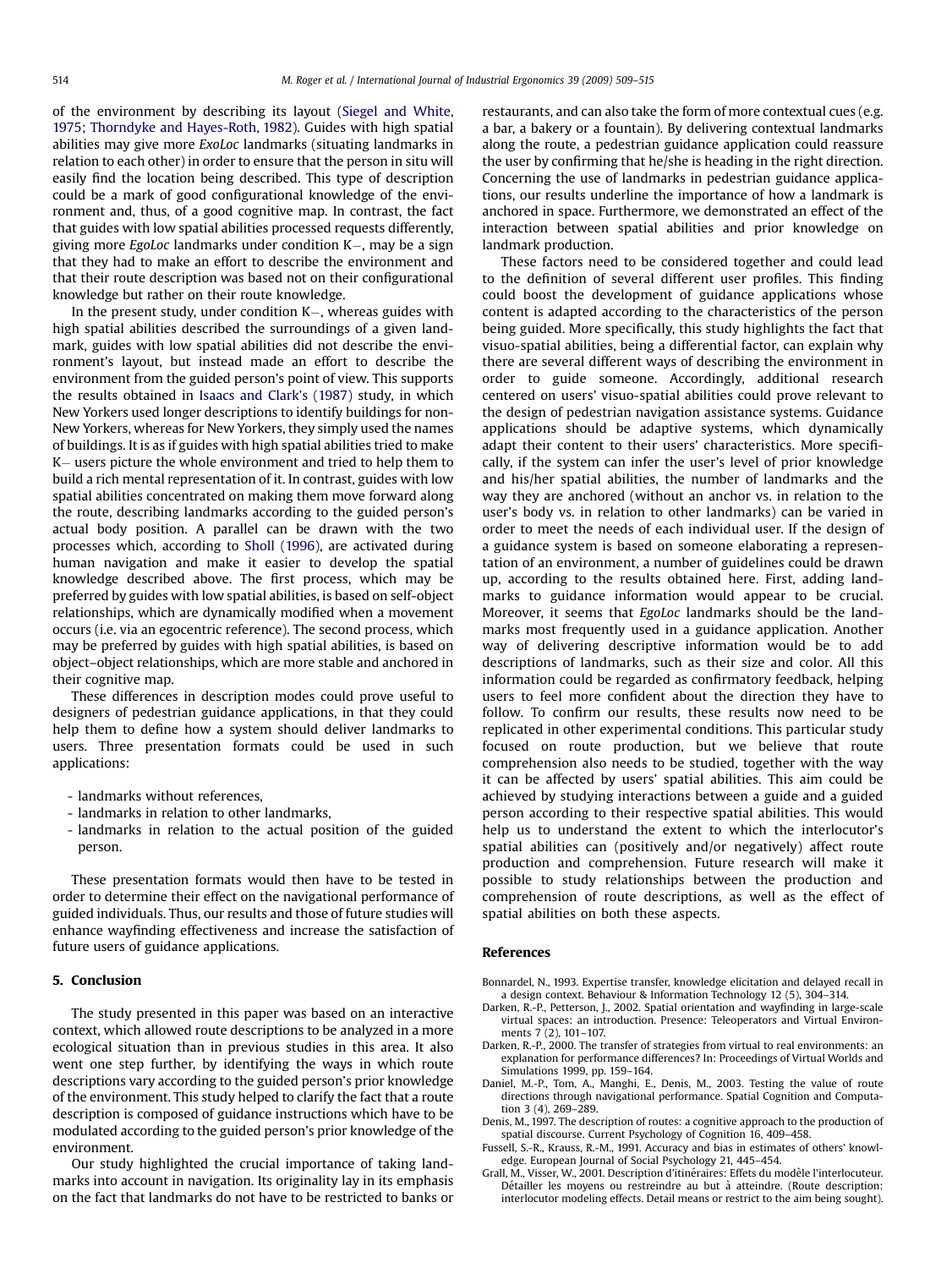of the environment by describing its layout (Siegel and White, 1975; Thorndyke and Hayes-Roth, 1982). Guides with high spatial abilities may give more *ExoLoc* landmarks (situating landmarks in relation to each other) in order to ensure that the person in situ will easily find the location being described. This type of description could be a mark of good configurational knowledge of the environment and, thus, of a good cognitive map. In contrast, the fact that guides with low spatial abilities processed requests differently, giving more *EgoLoc* landmarks under condition K−, may be a sign that they had to make an effort to describe the environment and that their route description was based not on their configurational knowledge but rather on their route knowledge.

In the present study, under condition K−, whereas guides with high spatial abilities described the surroundings of a given landmark, guides with low spatial abilities did not describe the environment's layout, but instead made an effort to describe the environment from the guided person's point of view. This supports the results obtained in Isaacs and Clark's (1987) study, in which New Yorkers used longer descriptions to identify buildings for non-New Yorkers, whereas for New Yorkers, they simply used the names of buildings. It is as if guides with high spatial abilities tried to make K− users picture the whole environment and tried to help them to build a rich mental representation of it. In contrast, guides with low spatial abilities concentrated on making them move forward along the route, describing landmarks according to the guided person's actual body position. A parallel can be drawn with the two processes which, according to Sholl (1996), are activated during human navigation and make it easier to develop the spatial knowledge described above. The first process, which may be preferred by guides with low spatial abilities, is based on self-object relationships, which are dynamically modified when a movement occurs (i.e. via an egocentric reference). The second process, which may be preferred by guides with high spatial abilities, is based on object–object relationships, which are more stable and anchored in their cognitive map.

These differences in description modes could prove useful to designers of pedestrian guidance applications, in that they could help them to define how a system should deliver landmarks to users. Three presentation formats could be used in such applications:

- landmarks without references,
- landmarks in relation to other landmarks,
- landmarks in relation to the actual position of the guided person.

These presentation formats would then have to be tested in order to determine their effect on the navigational performance of guided individuals. Thus, our results and those of future studies will enhance wayfinding effectiveness and increase the satisfaction of future users of guidance applications.

## 5. Conclusion

The study presented in this paper was based on an interactive context, which allowed route descriptions to be analyzed in a more ecological situation than in previous studies in this area. It also went one step further, by identifying the ways in which route descriptions vary according to the guided person's prior knowledge of the environment. This study helped to clarify the fact that a route description is composed of guidance instructions which have to be modulated according to the guided person's prior knowledge of the environment.

Our study highlighted the crucial importance of taking landmarks into account in navigation. Its originality lay in its emphasis on the fact that landmarks do not have to be restricted to banks or restaurants, and can also take the form of more contextual cues (e.g. a bar, a bakery or a fountain). By delivering contextual landmarks along the route, a pedestrian guidance application could reassure the user by confirming that he/she is heading in the right direction. Concerning the use of landmarks in pedestrian guidance applications, our results underline the importance of how a landmark is anchored in space. Furthermore, we demonstrated an effect of the interaction between spatial abilities and prior knowledge on landmark production.

These factors need to be considered together and could lead to the definition of several different user profiles. This finding could boost the development of guidance applications whose content is adapted according to the characteristics of the person being guided. More specifically, this study highlights the fact that visuo-spatial abilities, being a differential factor, can explain why there are several different ways of describing the environment in order to guide someone. Accordingly, additional research centered on users' visuo-spatial abilities could prove relevant to the design of pedestrian navigation assistance systems. Guidance applications should be adaptive systems, which dynamically adapt their content to their users' characteristics. More specifically, if the system can infer the user's level of prior knowledge and his/her spatial abilities, the number of landmarks and the way they are anchored (without an anchor vs. in relation to the user's body vs. in relation to other landmarks) can be varied in order to meet the needs of each individual user. If the design of a guidance system is based on someone elaborating a representation of an environment, a number of guidelines could be drawn up, according to the results obtained here. First, adding landmarks to guidance information would appear to be crucial. Moreover, it seems that *EgoLoc* landmarks should be the landmarks most frequently used in a guidance application. Another way of delivering descriptive information would be to add descriptions of landmarks, such as their size and color. All this information could be regarded as confirmatory feedback, helping users to feel more confident about the direction they have to follow. To confirm our results, these results now need to be replicated in other experimental conditions. This particular study focused on route production, but we believe that route comprehension also needs to be studied, together with the way it can be affected by users' spatial abilities. This aim could be achieved by studying interactions between a guide and a guided person according to their respective spatial abilities. This would help us to understand the extent to which the interlocutor's spatial abilities can (positively and/or negatively) affect route production and comprehension. Future research will make it possible to study relationships between the production and comprehension of route descriptions, as well as the effect of spatial abilities on both these aspects.

## References

Bonnardel, N., 1993. Expertise transfer, knowledge elicitation and delayed recall in a design context. Behaviour & Information Technology 12 (5), 304–314.

Darken, R.-P., Petterson, J., 2002. Spatial orientation and wayfinding in large-scale virtual spaces: an introduction. Presence: Teleoperators and Virtual Environments 7 (2), 101–107.

Darken, R.-P., 2000. The transfer of strategies from virtual to real environments: an explanation for performance differences? In: Proceedings of Virtual Worlds and Simulations 1999, pp. 159–164.

Daniel, M.-P., Tom, A., Manghi, E., Denis, M., 2003. Testing the value of route directions through navigational performance. Spatial Cognition and Computation 3 (4), 269–289.

Denis, M., 1997. The description of routes: a cognitive approach to the production of spatial discourse. Current Psychology of Cognition 16, 409–458.

Fussell, S.-R., Krauss, R.-M., 1991. Accuracy and bias in estimates of others' knowledge. European Journal of Social Psychology 21, 445–454.

Grall, M., Visser, W., 2001. Description d'itinéraires: Effets du modèle l'interlocuteur. Détailler les moyens ou restreindre au but à atteindre. (Route description: interlocutor modeling effects. Detail means or restrict to the aim being sought).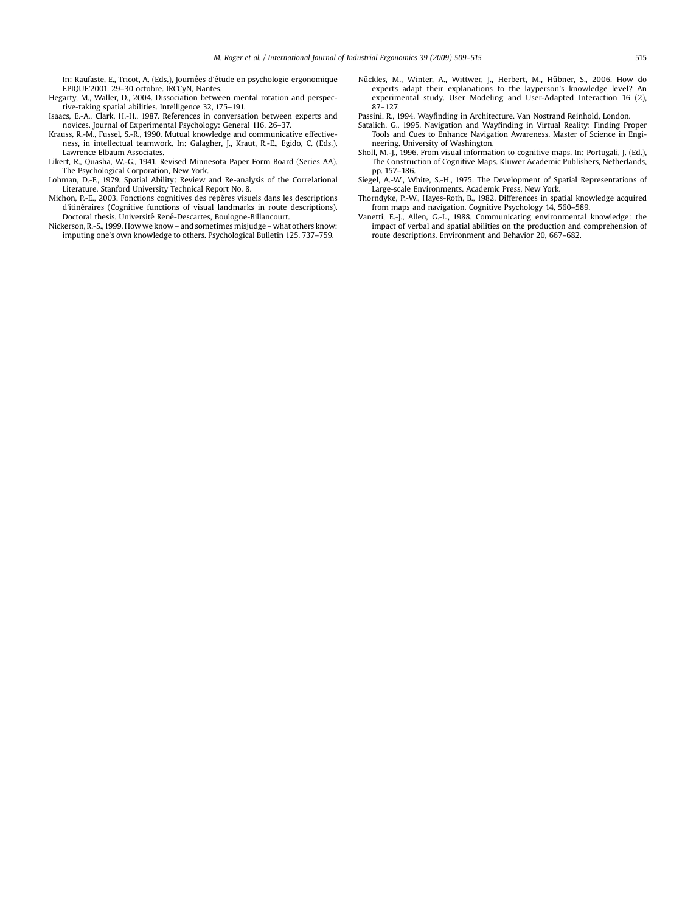In: Raufaste, E., Tricot, A. (Eds.), Journées d'étude en psychologie ergonomique EPIQUE'2001. 29–30 octobre. IRCCyN, Nantes.

Hegarty, M., Waller, D., 2004. Dissociation between mental rotation and perspective-taking spatial abilities. Intelligence 32, 175–191.

Isaacs, E.-A., Clark, H.-H., 1987. References in conversation between experts and novices. Journal of Experimental Psychology: General 116, 26–37.

Krauss, R.-M., Fussel, S.-R., 1990. Mutual knowledge and communicative effectiveness, in intellectual teamwork. In: Galagher, J., Kraut, R.-E., Egido, C. (Eds.). Lawrence Elbaum Associates.

Likert, R., Quasha, W.-G., 1941. Revised Minnesota Paper Form Board (Series AA). The Psychological Corporation, New York.

Lohman, D.-F., 1979. Spatial Ability: Review and Re-analysis of the Correlational Literature. Stanford University Technical Report No. 8.

Michon, P.-E., 2003. Fonctions cognitives des repères visuels dans les descriptions d'itinéraires (Cognitive functions of visual landmarks in route descriptions). Doctoral thesis. Université René-Descartes, Boulogne-Billancourt.

Nickerson, R.-S., 1999. How we know – and sometimes misjudge – what others know: imputing one's own knowledge to others. Psychological Bulletin 125, 737–759.

Nückles, M., Winter, A., Wittwer, J., Herbert, M., Hübner, S., 2006. How do experts adapt their explanations to the layperson's knowledge level? An experimental study. User Modeling and User-Adapted Interaction 16 (2), 87–127.

Passini, R., 1994. Wayfinding in Architecture. Van Nostrand Reinhold, London.

Satalich, G., 1995. Navigation and Wayfinding in Virtual Reality: Finding Proper Tools and Cues to Enhance Navigation Awareness. Master of Science in Engineering. University of Washington.

Sholl, M.-J., 1996. From visual information to cognitive maps. In: Portugali, J. (Ed.), The Construction of Cognitive Maps. Kluwer Academic Publishers, Netherlands, pp. 157–186.

Siegel, A.-W., White, S.-H., 1975. The Development of Spatial Representations of Large-scale Environments. Academic Press, New York.

Thorndyke, P.-W., Hayes-Roth, B., 1982. Differences in spatial knowledge acquired from maps and navigation. Cognitive Psychology 14, 560–589.

Vanetti, E.-J., Allen, G.-L., 1988. Communicating environmental knowledge: the impact of verbal and spatial abilities on the production and comprehension of route descriptions. Environment and Behavior 20, 667–682.